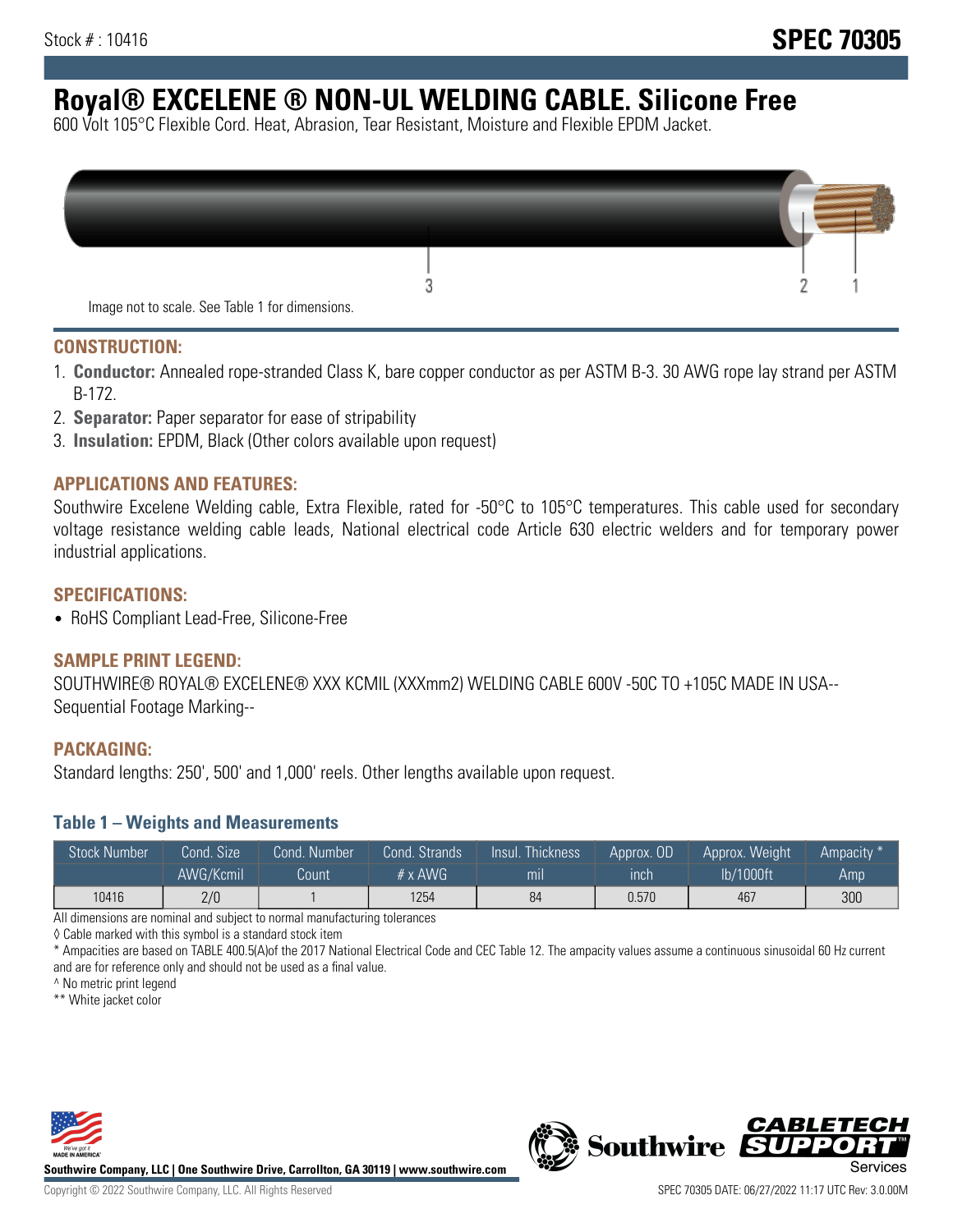Stock # : 10416

# SPEC 70305

# Royal® EXCELENE ® NON-UL WELDING CABLE. Silicone Free

600 Volt 105°C Flexible Cord. Heat, Abrasion, Tear Resistant, Moisture and Flexible EPDM Jacket.

Image not to scale. See Table 1 for dimensions.

## CONSTRUCTION:

1. **Conductor:** Annealed rope-stranded Class K, bare copper conductor as per ASTM B-3. 30 AWG rope lay strand per ASTM B-172.
2. **Separator:** Paper separator for ease of stripability
3. **Insulation:** EPDM, Black (Other colors available upon request)

## APPLICATIONS AND FEATURES:

Southwire Excelene Welding cable, Extra Flexible, rated for -50°C to 105°C temperatures. This cable used for secondary voltage resistance welding cable leads, National electrical code Article 630 electric welders and for temporary power industrial applications.

## SPECIFICATIONS:

- RoHS Compliant Lead-Free, Silicone-Free

## SAMPLE PRINT LEGEND:

SOUTHWIRE® ROYAL® EXCELENE® XXX KCMIL (XXXmm2) WELDING CABLE 600V -50C TO +105C MADE IN USA--Sequential Footage Marking--

## PACKAGING:

Standard lengths: 250', 500' and 1,000' reels. Other lengths available upon request.

### Table 1 – Weights and Measurements

| Stock Number | Cond. Size AWG/Kcmil | Cond. Number Count | Cond. Strands # x AWG | Insul. Thickness mil | Approx. OD inch | Approx. Weight lb/1000ft | Ampacity * Amp |
|---|---|---|---|---|---|---|---|
| 10416 | 2/0 | 1 | 1254 | 84 | 0.570 | 467 | 300 |

All dimensions are nominal and subject to normal manufacturing tolerances

◊ Cable marked with this symbol is a standard stock item

* Ampacities are based on TABLE 400.5(A)of the 2017 National Electrical Code and CEC Table 12. The ampacity values assume a continuous sinusoidal 60 Hz current and are for reference only and should not be used as a final value.

^ No metric print legend

** White jacket color

Southwire Company, LLC | One Southwire Drive, Carrollton, GA 30119 | www.southwire.com

Copyright © 2022 Southwire Company, LLC. All Rights Reserved

SPEC 70305 DATE: 06/27/2022 11:17 UTC Rev: 3.0.00M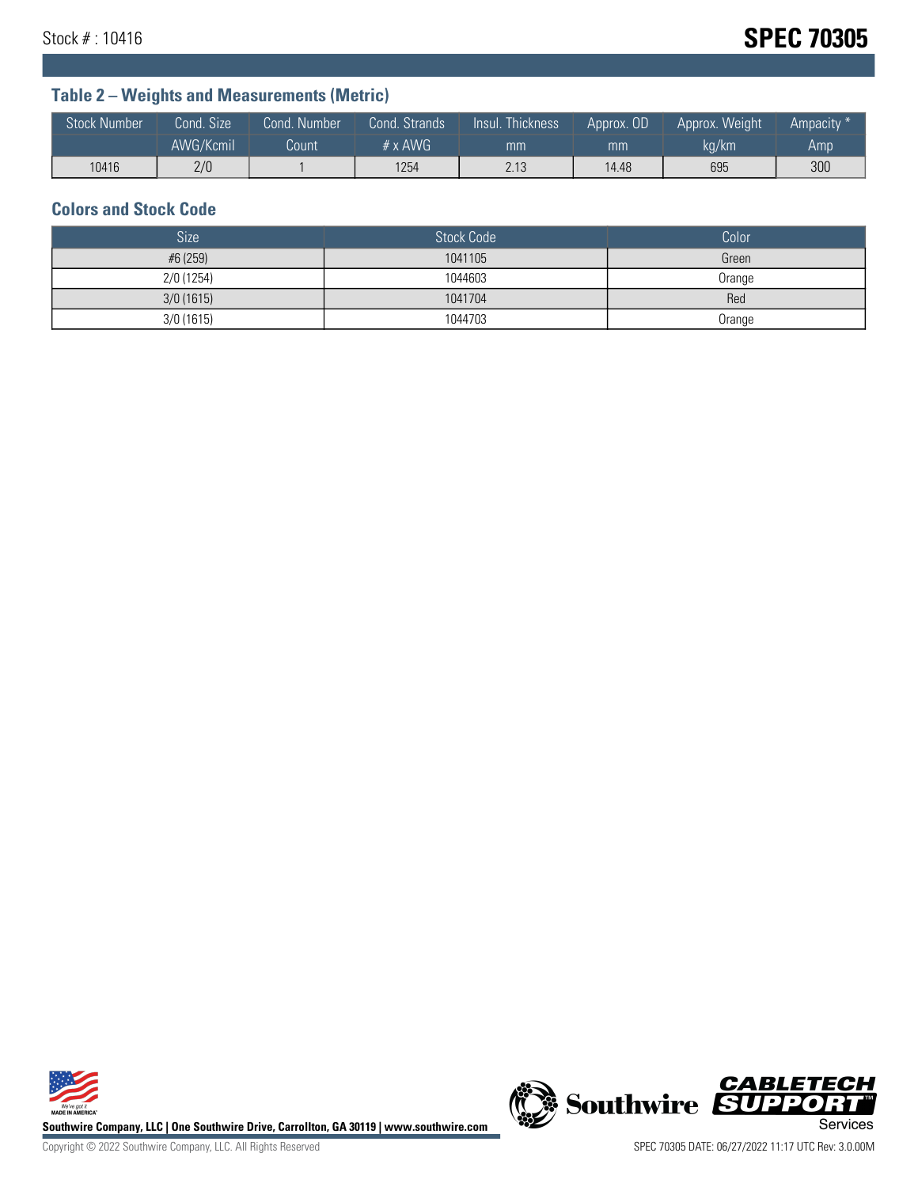## Table 2 – Weights and Measurements (Metric)

| Stock Number | Cond. Size | Cond. Number | Cond. Strands | Insul. Thickness | Approx. OD | Approx. Weight | Ampacity * |
|---|---|---|---|---|---|---|---|
| | AWG/Kcmil | Count | # x AWG | mm | mm | kg/km | Amp |
| 10416 | 2/0 | 1 | 1254 | 2.13 | 14.48 | 695 | 300 |

## Colors and Stock Code

| Size | Stock Code | Color |
|---|---|---|
| #6 (259) | 1041105 | Green |
| 2/0 (1254) | 1044603 | Orange |
| 3/0 (1615) | 1041704 | Red |
| 3/0 (1615) | 1044703 | Orange |

Southwire Company, LLC | One Southwire Drive, Carrollton, GA 30119 | www.southwire.com

Copyright © 2022 Southwire Company, LLC. All Rights Reserved

SPEC 70305 DATE: 06/27/2022 11:17 UTC Rev: 3.0.00M